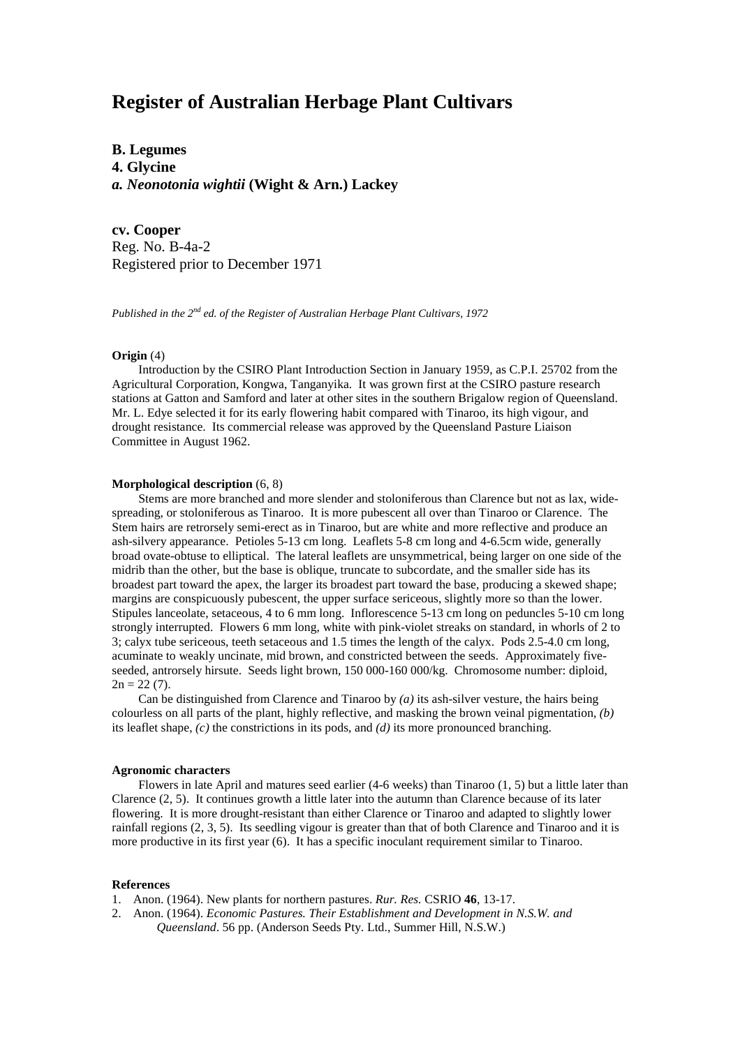# Register of Australian Herbage Plant Cultivars

**B. Legumes**
**4. Glycine**
***a. Neonotonia wightii* (Wight & Arn.) Lackey**

**cv. Cooper**
Reg. No. B-4a-2
Registered prior to December 1971

*Published in the 2nd ed. of the Register of Australian Herbage Plant Cultivars, 1972*

**Origin** (4)

Introduction by the CSIRO Plant Introduction Section in January 1959, as C.P.I. 25702 from the Agricultural Corporation, Kongwa, Tanganyika. It was grown first at the CSIRO pasture research stations at Gatton and Samford and later at other sites in the southern Brigalow region of Queensland. Mr. L. Edye selected it for its early flowering habit compared with Tinaroo, its high vigour, and drought resistance. Its commercial release was approved by the Queensland Pasture Liaison Committee in August 1962.

**Morphological description** (6, 8)

Stems are more branched and more slender and stoloniferous than Clarence but not as lax, wide-spreading, or stoloniferous as Tinaroo. It is more pubescent all over than Tinaroo or Clarence. The Stem hairs are retrorsely semi-erect as in Tinaroo, but are white and more reflective and produce an ash-silvery appearance. Petioles 5-13 cm long. Leaflets 5-8 cm long and 4-6.5cm wide, generally broad ovate-obtuse to elliptical. The lateral leaflets are unsymmetrical, being larger on one side of the midrib than the other, but the base is oblique, truncate to subcordate, and the smaller side has its broadest part toward the apex, the larger its broadest part toward the base, producing a skewed shape; margins are conspicuously pubescent, the upper surface sericeous, slightly more so than the lower. Stipules lanceolate, setaceous, 4 to 6 mm long. Inflorescence 5-13 cm long on peduncles 5-10 cm long strongly interrupted. Flowers 6 mm long, white with pink-violet streaks on standard, in whorls of 2 to 3; calyx tube sericeous, teeth setaceous and 1.5 times the length of the calyx. Pods 2.5-4.0 cm long, acuminate to weakly uncinate, mid brown, and constricted between the seeds. Approximately five-seeded, antrorsely hirsute. Seeds light brown, 150 000-160 000/kg. Chromosome number: diploid, $2n = 22$ (7).

Can be distinguished from Clarence and Tinaroo by *(a)* its ash-silver vesture, the hairs being colourless on all parts of the plant, highly reflective, and masking the brown veinal pigmentation, *(b)* its leaflet shape, *(c)* the constrictions in its pods, and *(d)* its more pronounced branching.

**Agronomic characters**

Flowers in late April and matures seed earlier (4-6 weeks) than Tinaroo (1, 5) but a little later than Clarence (2, 5). It continues growth a little later into the autumn than Clarence because of its later flowering. It is more drought-resistant than either Clarence or Tinaroo and adapted to slightly lower rainfall regions (2, 3, 5). Its seedling vigour is greater than that of both Clarence and Tinaroo and it is more productive in its first year (6). It has a specific inoculant requirement similar to Tinaroo.

**References**

1. Anon. (1964). New plants for northern pastures. *Rur. Res.* CSRIO **46**, 13-17.
2. Anon. (1964). *Economic Pastures. Their Establishment and Development in N.S.W. and Queensland*. 56 pp. (Anderson Seeds Pty. Ltd., Summer Hill, N.S.W.)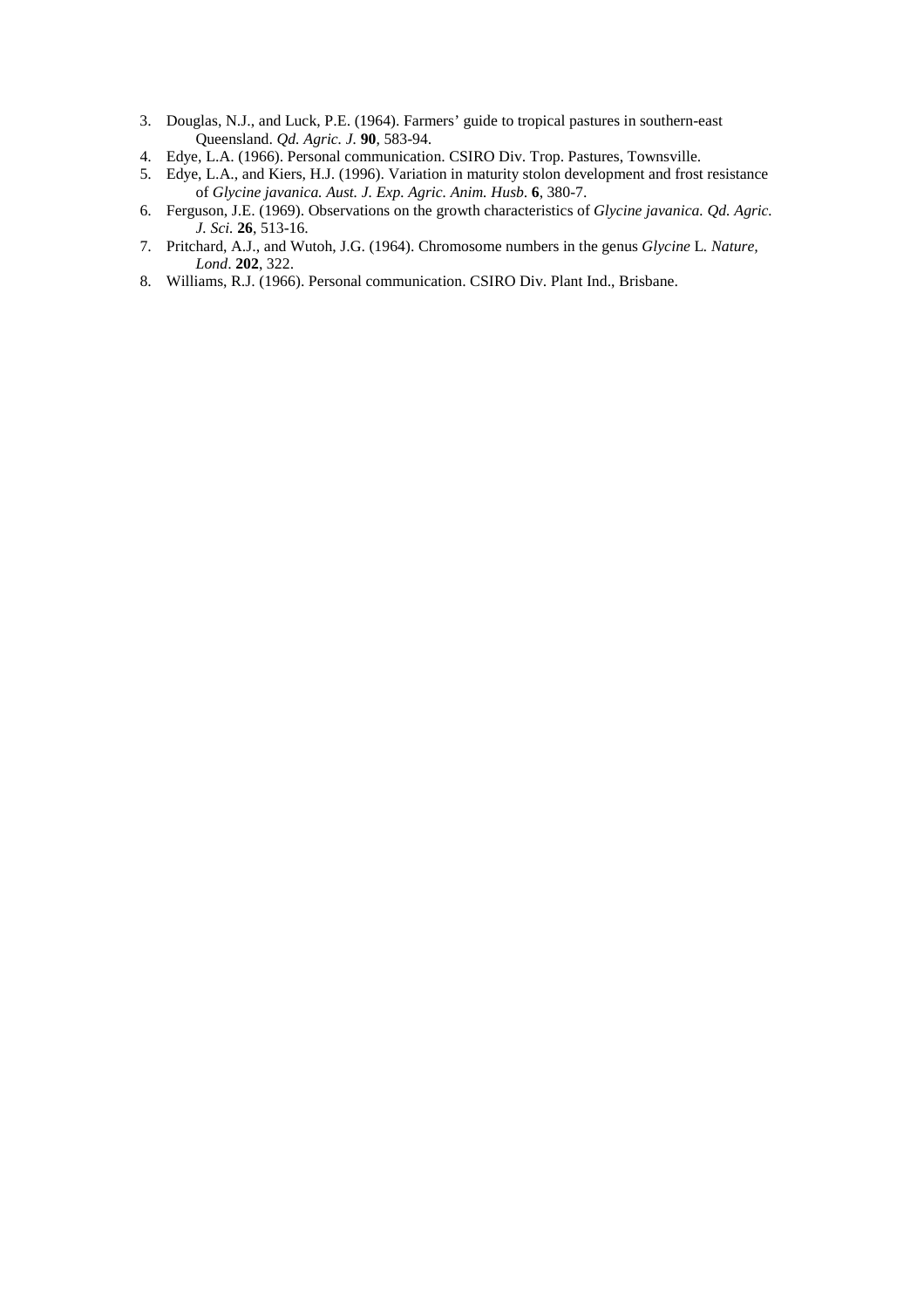3. Douglas, N.J., and Luck, P.E. (1964). Farmers' guide to tropical pastures in southern-east Queensland. *Qd. Agric. J.* **90**, 583-94.
4. Edye, L.A. (1966). Personal communication. CSIRO Div. Trop. Pastures, Townsville.
5. Edye, L.A., and Kiers, H.J. (1996). Variation in maturity stolon development and frost resistance of *Glycine javanica. Aust. J. Exp. Agric. Anim. Husb*. **6**, 380-7.
6. Ferguson, J.E. (1969). Observations on the growth characteristics of *Glycine javanica. Qd. Agric. J. Sci.* **26**, 513-16.
7. Pritchard, A.J., and Wutoh, J.G. (1964). Chromosome numbers in the genus *Glycine* L. *Nature, Lond*. **202**, 322.
8. Williams, R.J. (1966). Personal communication. CSIRO Div. Plant Ind., Brisbane.